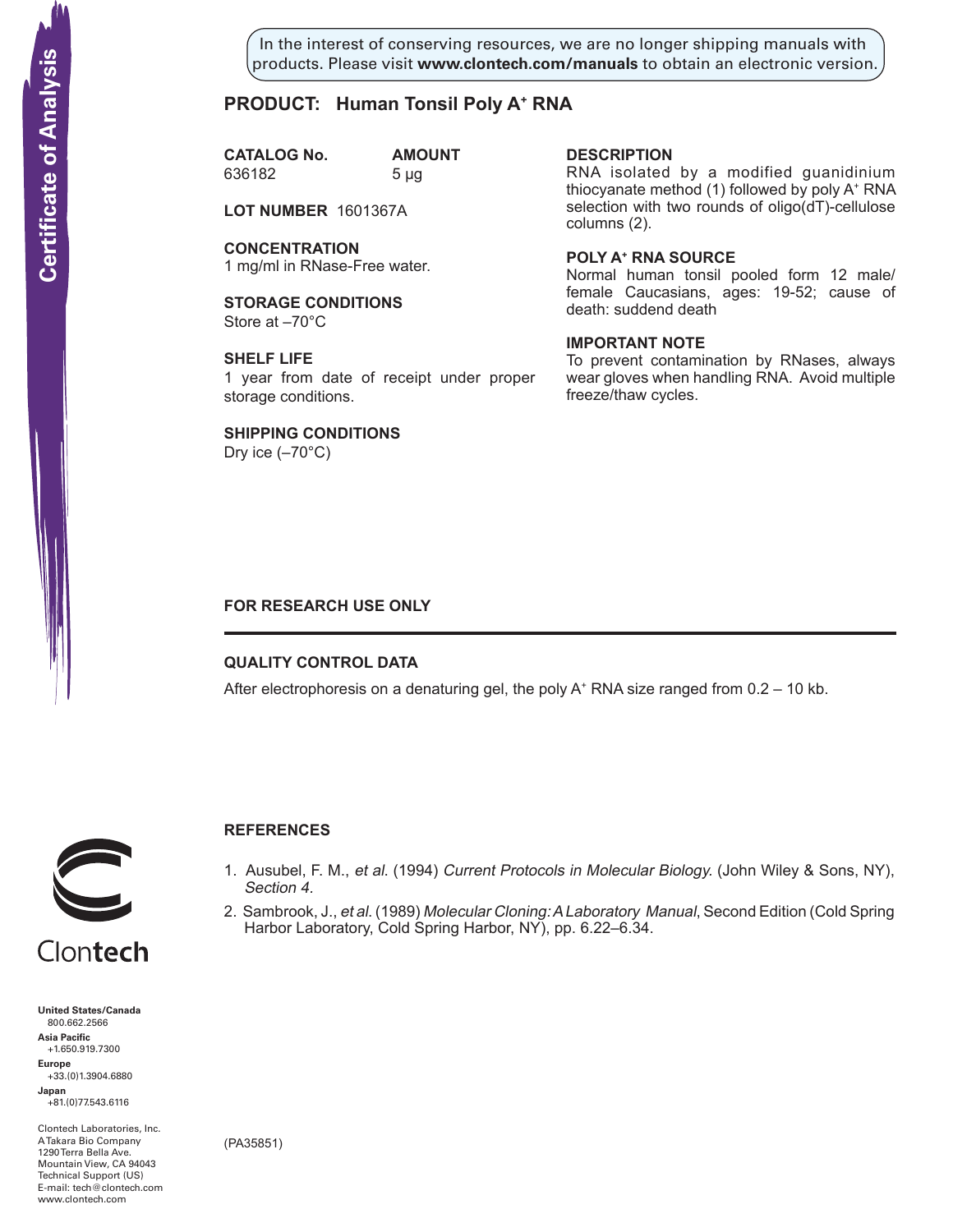Certificate of Analysis

In the interest of conserving resources, we are no longer shipping manuals with products. Please visit **www.clontech.com/manuals** to obtain an electronic version.

## PRODUCT: Human Tonsil Poly A$^+$ RNA

**CATALOG No.** 636182

**AMOUNT** 5 µg

**LOT NUMBER** 1601367A

**CONCENTRATION**
1 mg/ml in RNase-Free water.

**STORAGE CONDITIONS**
Store at –70°C

**SHELF LIFE**
1 year from date of receipt under proper storage conditions.

**SHIPPING CONDITIONS**
Dry ice (–70°C)

**DESCRIPTION**
RNA isolated by a modified guanidinium thiocyanate method (1) followed by poly A$^+$ RNA selection with two rounds of oligo(dT)-cellulose columns (2).

**POLY A$^+$ RNA SOURCE**
Normal human tonsil pooled form 12 male/female Caucasians, ages: 19-52; cause of death: suddend death

**IMPORTANT NOTE**
To prevent contamination by RNases, always wear gloves when handling RNA. Avoid multiple freeze/thaw cycles.

**FOR RESEARCH USE ONLY**

---

### QUALITY CONTROL DATA

After electrophoresis on a denaturing gel, the poly A$^+$ RNA size ranged from 0.2 – 10 kb.

### REFERENCES

1. Ausubel, F. M., *et al.* (1994) *Current Protocols in Molecular Biology.* (John Wiley & Sons, NY), *Section 4.*
2. Sambrook, J., *et al.* (1989) *Molecular Cloning: A Laboratory Manual*, Second Edition (Cold Spring Harbor Laboratory, Cold Spring Harbor, NY), pp. 6.22–6.34.

Clontech

**United States/Canada**
800.662.2566
**Asia Pacific**
+1.650.919.7300
**Europe**
+33.(0)1.3904.6880
**Japan**
+81.(0)77.543.6116

Clontech Laboratories, Inc.
A Takara Bio Company
1290 Terra Bella Ave.
Mountain View, CA 94043
Technical Support (US)
E-mail: tech@clontech.com
www.clontech.com

(PA35851)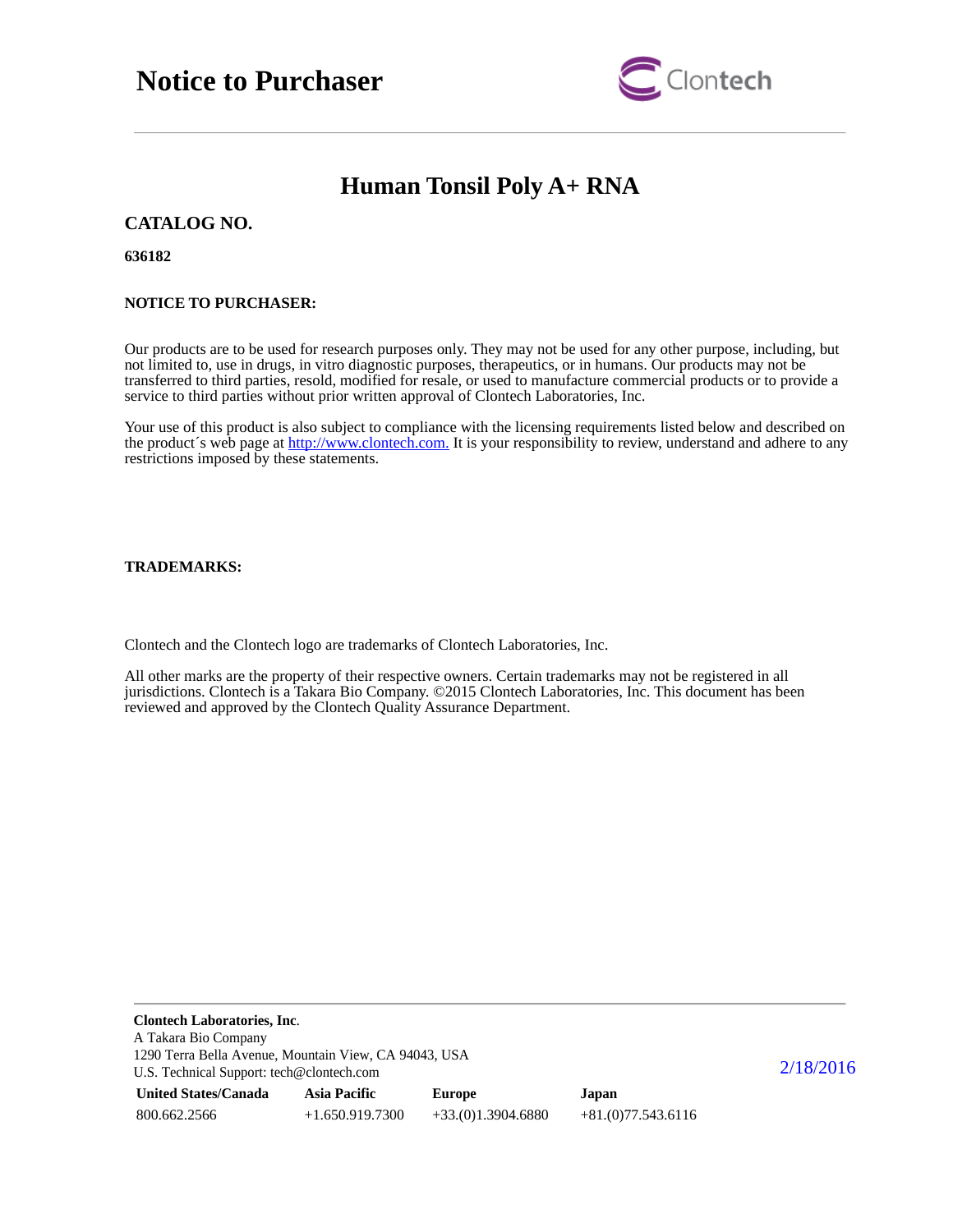# Notice to Purchaser

## Human Tonsil Poly A+ RNA

### CATALOG NO.

**636182**

**NOTICE TO PURCHASER:**

Our products are to be used for research purposes only. They may not be used for any other purpose, including, but not limited to, use in drugs, in vitro diagnostic purposes, therapeutics, or in humans. Our products may not be transferred to third parties, resold, modified for resale, or used to manufacture commercial products or to provide a service to third parties without prior written approval of Clontech Laboratories, Inc.

Your use of this product is also subject to compliance with the licensing requirements listed below and described on the product´s web page at [http://www.clontech.com.](http://www.clontech.com) It is your responsibility to review, understand and adhere to any restrictions imposed by these statements.

**TRADEMARKS:**

Clontech and the Clontech logo are trademarks of Clontech Laboratories, Inc.

All other marks are the property of their respective owners. Certain trademarks may not be registered in all jurisdictions. Clontech is a Takara Bio Company. ©2015 Clontech Laboratories, Inc. This document has been reviewed and approved by the Clontech Quality Assurance Department.

**Clontech Laboratories, Inc**.
A Takara Bio Company
1290 Terra Bella Avenue, Mountain View, CA 94043, USA
U.S. Technical Support: tech@clontech.com

2/18/2016

| United States/Canada | Asia Pacific | Europe | Japan |
| --- | --- | --- | --- |
| 800.662.2566 | +1.650.919.7300 | +33.(0)1.3904.6880 | +81.(0)77.543.6116 |